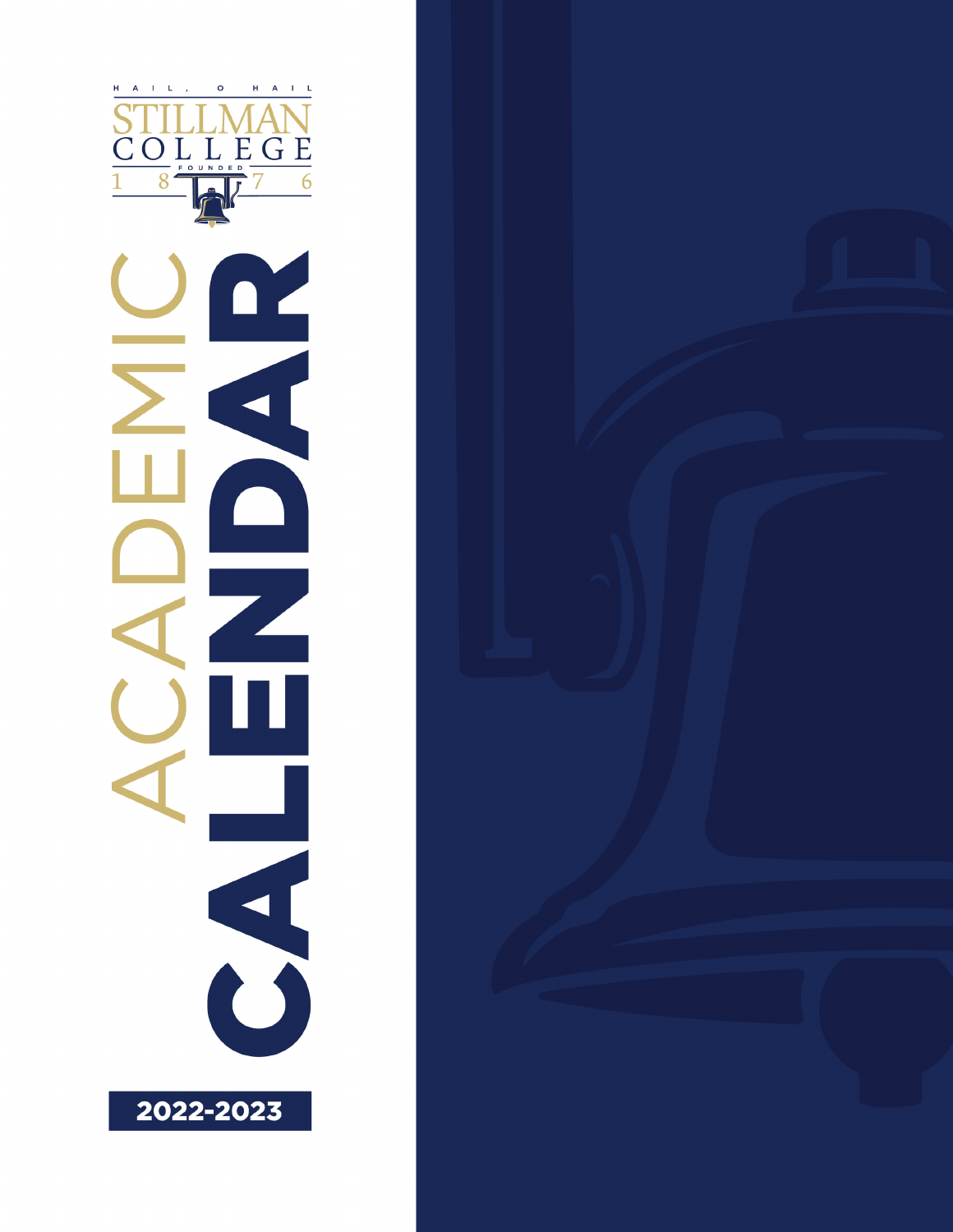HAIL, O HAIL

STILLMAN COLLEGE

FOUNDED 1876

# ACADEMIC CALENDAR

2022-2023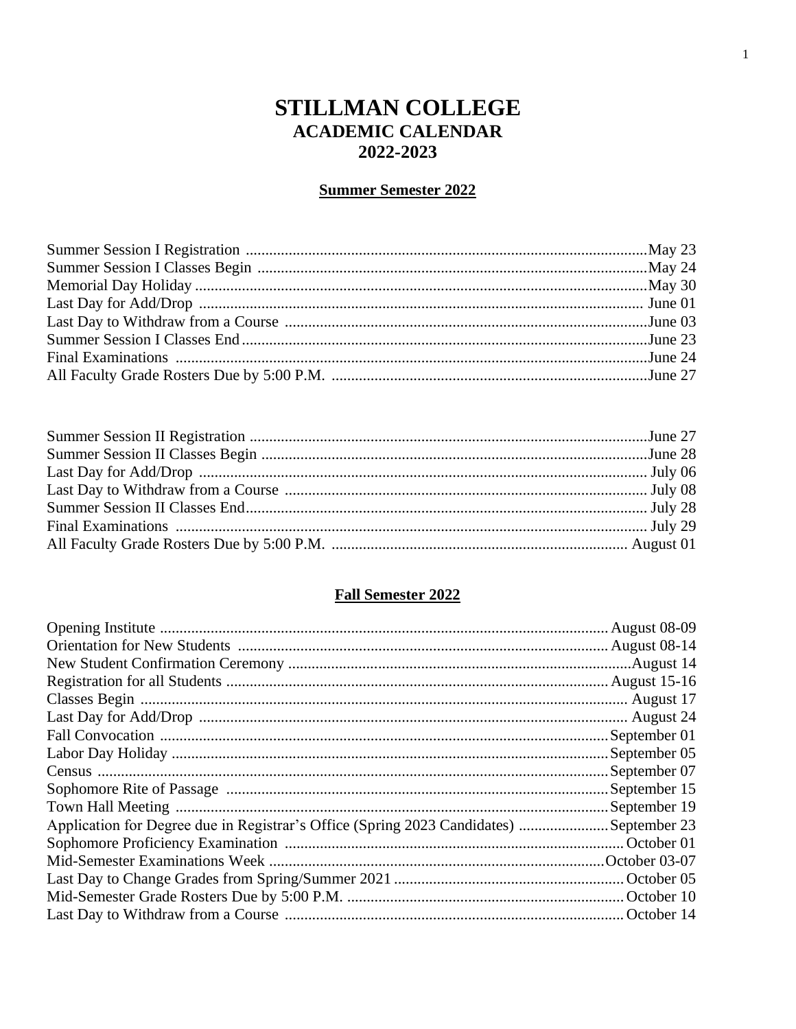# STILLMAN COLLEGE
## ACADEMIC CALENDAR
## 2022-2023

### Summer Semester 2022

| | |
|---|---|
| Summer Session I Registration | May 23 |
| Summer Session I Classes Begin | May 24 |
| Memorial Day Holiday | May 30 |
| Last Day for Add/Drop | June 01 |
| Last Day to Withdraw from a Course | June 03 |
| Summer Session I Classes End | June 23 |
| Final Examinations | June 24 |
| All Faculty Grade Rosters Due by 5:00 P.M. | June 27 |

| | |
|---|---|
| Summer Session II Registration | June 27 |
| Summer Session II Classes Begin | June 28 |
| Last Day for Add/Drop | July 06 |
| Last Day to Withdraw from a Course | July 08 |
| Summer Session II Classes End | July 28 |
| Final Examinations | July 29 |
| All Faculty Grade Rosters Due by 5:00 P.M. | August 01 |

### Fall Semester 2022

| | |
|---|---|
| Opening Institute | August 08-09 |
| Orientation for New Students | August 08-14 |
| New Student Confirmation Ceremony | August 14 |
| Registration for all Students | August 15-16 |
| Classes Begin | August 17 |
| Last Day for Add/Drop | August 24 |
| Fall Convocation | September 01 |
| Labor Day Holiday | September 05 |
| Census | September 07 |
| Sophomore Rite of Passage | September 15 |
| Town Hall Meeting | September 19 |
| Application for Degree due in Registrar's Office (Spring 2023 Candidates) | September 23 |
| Sophomore Proficiency Examination | October 01 |
| Mid-Semester Examinations Week | October 03-07 |
| Last Day to Change Grades from Spring/Summer 2021 | October 05 |
| Mid-Semester Grade Rosters Due by 5:00 P.M. | October 10 |
| Last Day to Withdraw from a Course | October 14 |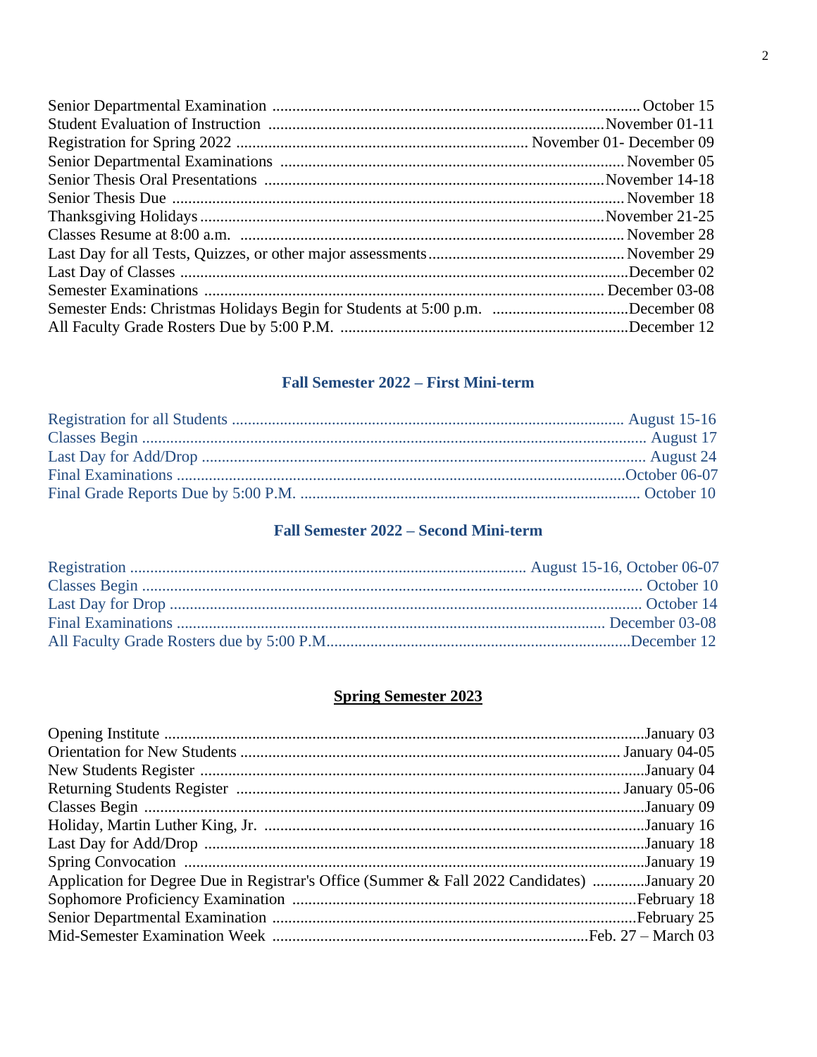| | |
|---|---|
| Senior Departmental Examination | October 15 |
| Student Evaluation of Instruction | November 01-11 |
| Registration for Spring 2022 | November 01- December 09 |
| Senior Departmental Examinations | November 05 |
| Senior Thesis Oral Presentations | November 14-18 |
| Senior Thesis Due | November 18 |
| Thanksgiving Holidays | November 21-25 |
| Classes Resume at 8:00 a.m. | November 28 |
| Last Day for all Tests, Quizzes, or other major assessments | November 29 |
| Last Day of Classes | December 02 |
| Semester Examinations | December 03-08 |
| Semester Ends: Christmas Holidays Begin for Students at 5:00 p.m. | December 08 |
| All Faculty Grade Rosters Due by 5:00 P.M. | December 12 |

## Fall Semester 2022 – First Mini-term

| | |
|---|---|
| Registration for all Students | August 15-16 |
| Classes Begin | August 17 |
| Last Day for Add/Drop | August 24 |
| Final Examinations | October 06-07 |
| Final Grade Reports Due by 5:00 P.M. | October 10 |

## Fall Semester 2022 – Second Mini-term

| | |
|---|---|
| Registration | August 15-16, October 06-07 |
| Classes Begin | October 10 |
| Last Day for Drop | October 14 |
| Final Examinations | December 03-08 |
| All Faculty Grade Rosters due by 5:00 P.M. | December 12 |

## Spring Semester 2023

| | |
|---|---|
| Opening Institute | January 03 |
| Orientation for New Students | January 04-05 |
| New Students Register | January 04 |
| Returning Students Register | January 05-06 |
| Classes Begin | January 09 |
| Holiday, Martin Luther King, Jr. | January 16 |
| Last Day for Add/Drop | January 18 |
| Spring Convocation | January 19 |
| Application for Degree Due in Registrar's Office (Summer & Fall 2022 Candidates) | January 20 |
| Sophomore Proficiency Examination | February 18 |
| Senior Departmental Examination | February 25 |
| Mid-Semester Examination Week | Feb. 27 – March 03 |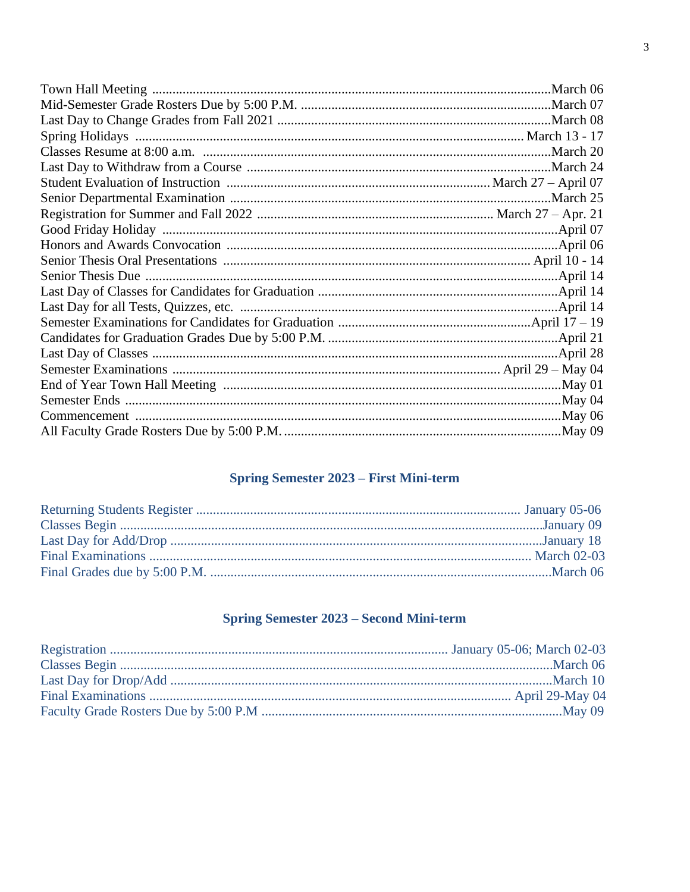| | |
|---|---|
| Town Hall Meeting | March 06 |
| Mid-Semester Grade Rosters Due by 5:00 P.M. | March 07 |
| Last Day to Change Grades from Fall 2021 | March 08 |
| Spring Holidays | March 13 - 17 |
| Classes Resume at 8:00 a.m. | March 20 |
| Last Day to Withdraw from a Course | March 24 |
| Student Evaluation of Instruction | March 27 – April 07 |
| Senior Departmental Examination | March 25 |
| Registration for Summer and Fall 2022 | March 27 – Apr. 21 |
| Good Friday Holiday | April 07 |
| Honors and Awards Convocation | April 06 |
| Senior Thesis Oral Presentations | April 10 - 14 |
| Senior Thesis Due | April 14 |
| Last Day of Classes for Candidates for Graduation | April 14 |
| Last Day for all Tests, Quizzes, etc. | April 14 |
| Semester Examinations for Candidates for Graduation | April 17 – 19 |
| Candidates for Graduation Grades Due by 5:00 P.M. | April 21 |
| Last Day of Classes | April 28 |
| Semester Examinations | April 29 – May 04 |
| End of Year Town Hall Meeting | May 01 |
| Semester Ends | May 04 |
| Commencement | May 06 |
| All Faculty Grade Rosters Due by 5:00 P.M. | May 09 |

## Spring Semester 2023 – First Mini-term

| | |
|---|---|
| Returning Students Register | January 05-06 |
| Classes Begin | January 09 |
| Last Day for Add/Drop | January 18 |
| Final Examinations | March 02-03 |
| Final Grades due by 5:00 P.M. | March 06 |

## Spring Semester 2023 – Second Mini-term

| | |
|---|---|
| Registration | January 05-06; March 02-03 |
| Classes Begin | March 06 |
| Last Day for Drop/Add | March 10 |
| Final Examinations | April 29-May 04 |
| Faculty Grade Rosters Due by 5:00 P.M | May 09 |